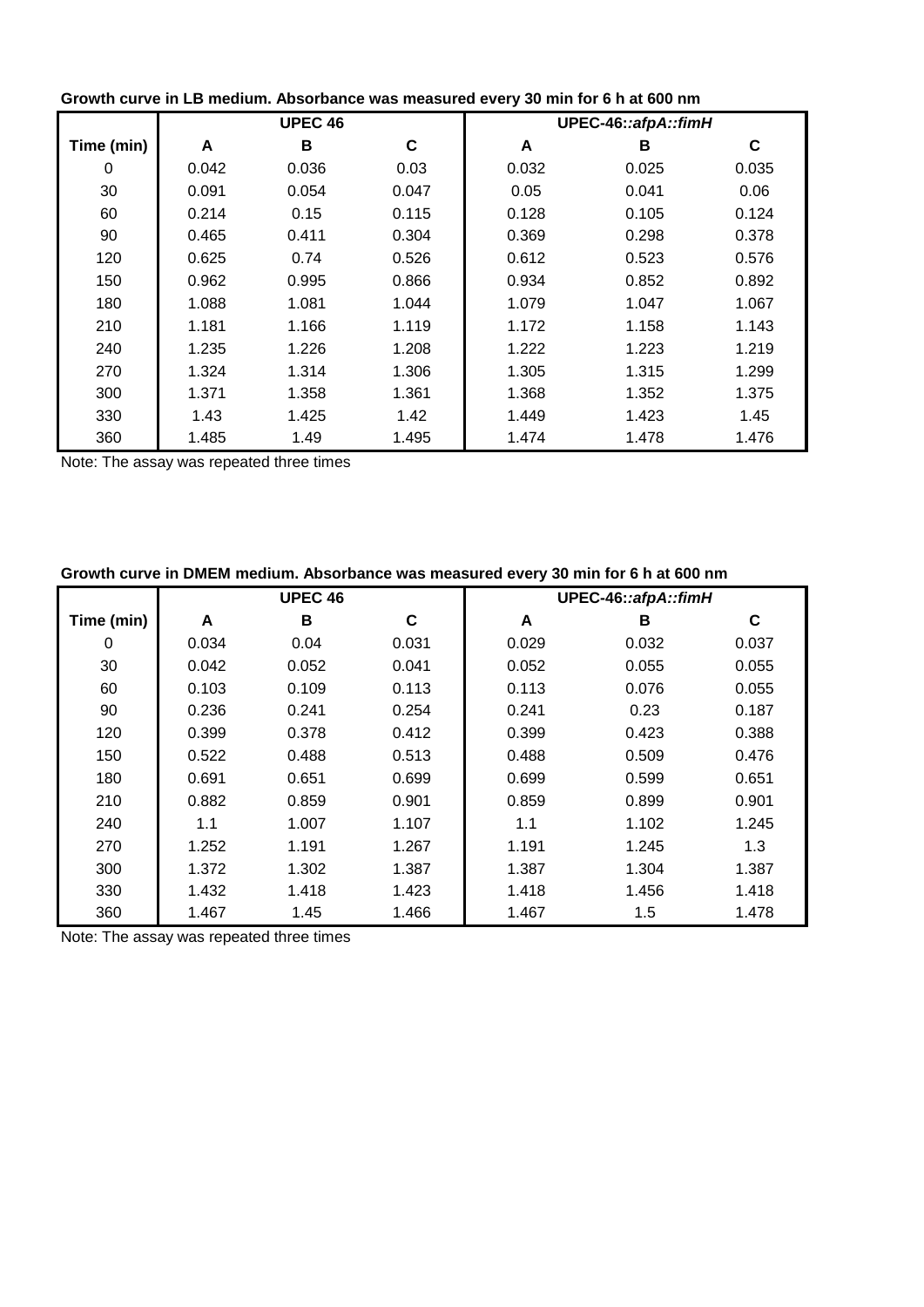**Growth curve in LB medium. Absorbance was measured every 30 min for 6 h at 600 nm**

| | UPEC 46 | | | UPEC-46::*afpA::fimH* | | |
|---|---|---|---|---|---|---|
| **Time (min)** | **A** | **B** | **C** | **A** | **B** | **C** |
| 0 | 0.042 | 0.036 | 0.03 | 0.032 | 0.025 | 0.035 |
| 30 | 0.091 | 0.054 | 0.047 | 0.05 | 0.041 | 0.06 |
| 60 | 0.214 | 0.15 | 0.115 | 0.128 | 0.105 | 0.124 |
| 90 | 0.465 | 0.411 | 0.304 | 0.369 | 0.298 | 0.378 |
| 120 | 0.625 | 0.74 | 0.526 | 0.612 | 0.523 | 0.576 |
| 150 | 0.962 | 0.995 | 0.866 | 0.934 | 0.852 | 0.892 |
| 180 | 1.088 | 1.081 | 1.044 | 1.079 | 1.047 | 1.067 |
| 210 | 1.181 | 1.166 | 1.119 | 1.172 | 1.158 | 1.143 |
| 240 | 1.235 | 1.226 | 1.208 | 1.222 | 1.223 | 1.219 |
| 270 | 1.324 | 1.314 | 1.306 | 1.305 | 1.315 | 1.299 |
| 300 | 1.371 | 1.358 | 1.361 | 1.368 | 1.352 | 1.375 |
| 330 | 1.43 | 1.425 | 1.42 | 1.449 | 1.423 | 1.45 |
| 360 | 1.485 | 1.49 | 1.495 | 1.474 | 1.478 | 1.476 |

Note: The assay was repeated three times

**Growth curve in DMEM medium. Absorbance was measured every 30 min for 6 h at 600 nm**

| | UPEC 46 | | | UPEC-46::*afpA::fimH* | | |
|---|---|---|---|---|---|---|
| **Time (min)** | **A** | **B** | **C** | **A** | **B** | **C** |
| 0 | 0.034 | 0.04 | 0.031 | 0.029 | 0.032 | 0.037 |
| 30 | 0.042 | 0.052 | 0.041 | 0.052 | 0.055 | 0.055 |
| 60 | 0.103 | 0.109 | 0.113 | 0.113 | 0.076 | 0.055 |
| 90 | 0.236 | 0.241 | 0.254 | 0.241 | 0.23 | 0.187 |
| 120 | 0.399 | 0.378 | 0.412 | 0.399 | 0.423 | 0.388 |
| 150 | 0.522 | 0.488 | 0.513 | 0.488 | 0.509 | 0.476 |
| 180 | 0.691 | 0.651 | 0.699 | 0.699 | 0.599 | 0.651 |
| 210 | 0.882 | 0.859 | 0.901 | 0.859 | 0.899 | 0.901 |
| 240 | 1.1 | 1.007 | 1.107 | 1.1 | 1.102 | 1.245 |
| 270 | 1.252 | 1.191 | 1.267 | 1.191 | 1.245 | 1.3 |
| 300 | 1.372 | 1.302 | 1.387 | 1.387 | 1.304 | 1.387 |
| 330 | 1.432 | 1.418 | 1.423 | 1.418 | 1.456 | 1.418 |
| 360 | 1.467 | 1.45 | 1.466 | 1.467 | 1.5 | 1.478 |

Note: The assay was repeated three times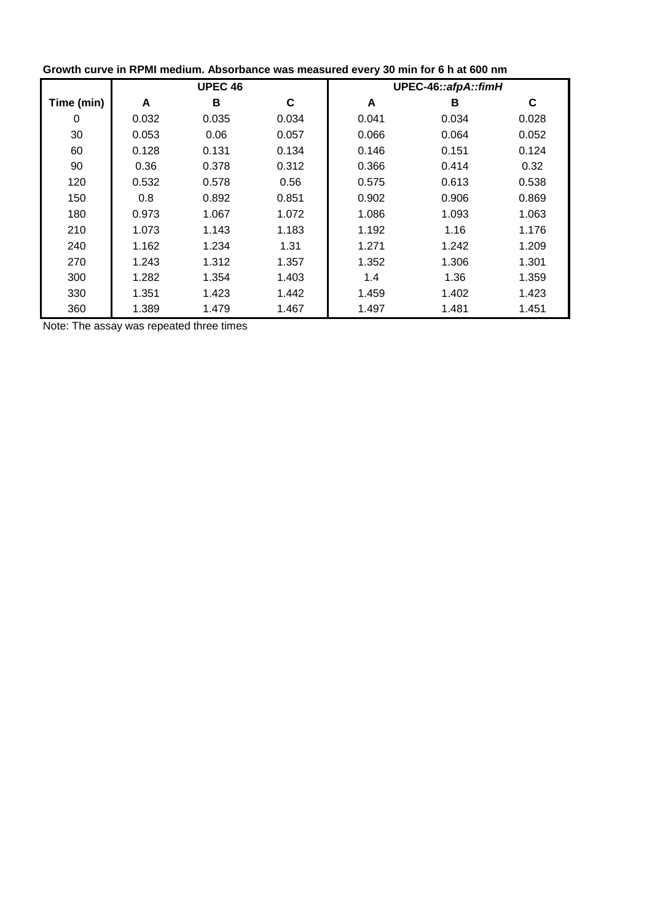**Growth curve in RPMI medium. Absorbance was measured every 30 min for 6 h at 600 nm**

| | UPEC 46 | | | UPEC-46::*afpA*::*fimH* | | |
|---|---|---|---|---|---|---|
| **Time (min)** | **A** | **B** | **C** | **A** | **B** | **C** |
| 0 | 0.032 | 0.035 | 0.034 | 0.041 | 0.034 | 0.028 |
| 30 | 0.053 | 0.06 | 0.057 | 0.066 | 0.064 | 0.052 |
| 60 | 0.128 | 0.131 | 0.134 | 0.146 | 0.151 | 0.124 |
| 90 | 0.36 | 0.378 | 0.312 | 0.366 | 0.414 | 0.32 |
| 120 | 0.532 | 0.578 | 0.56 | 0.575 | 0.613 | 0.538 |
| 150 | 0.8 | 0.892 | 0.851 | 0.902 | 0.906 | 0.869 |
| 180 | 0.973 | 1.067 | 1.072 | 1.086 | 1.093 | 1.063 |
| 210 | 1.073 | 1.143 | 1.183 | 1.192 | 1.16 | 1.176 |
| 240 | 1.162 | 1.234 | 1.31 | 1.271 | 1.242 | 1.209 |
| 270 | 1.243 | 1.312 | 1.357 | 1.352 | 1.306 | 1.301 |
| 300 | 1.282 | 1.354 | 1.403 | 1.4 | 1.36 | 1.359 |
| 330 | 1.351 | 1.423 | 1.442 | 1.459 | 1.402 | 1.423 |
| 360 | 1.389 | 1.479 | 1.467 | 1.497 | 1.481 | 1.451 |

Note: The assay was repeated three times